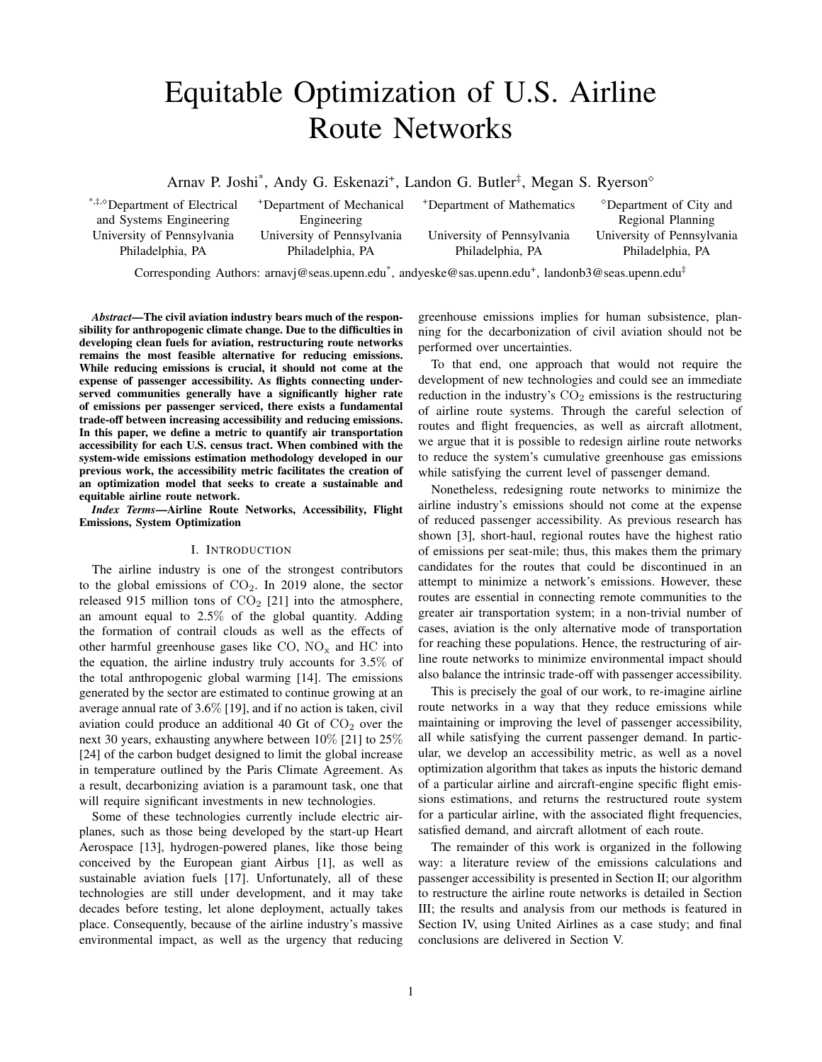# Equitable Optimization of U.S. Airline Route Networks

Arnav P. Joshi[*], Andy G. Eskenazi[+], Landon G. Butler[‡], Megan S. Ryerson[◇]

[*,‡,◇]Department of Electrical and Systems Engineering, University of Pennsylvania, Philadelphia, PA

[+]Department of Mechanical Engineering, University of Pennsylvania, Philadelphia, PA

[+]Department of Mathematics, University of Pennsylvania, Philadelphia, PA

[◇]Department of City and Regional Planning, University of Pennsylvania, Philadelphia, PA

Corresponding Authors: arnavj@seas.upenn.edu[*], andyeske@sas.upenn.edu[+], landonb3@seas.upenn.edu[‡]

***Abstract*—The civil aviation industry bears much of the responsibility for anthropogenic climate change. Due to the difficulties in developing clean fuels for aviation, restructuring route networks remains the most feasible alternative for reducing emissions. While reducing emissions is crucial, it should not come at the expense of passenger accessibility. As flights connecting underserved communities generally have a significantly higher rate of emissions per passenger serviced, there exists a fundamental trade-off between increasing accessibility and reducing emissions. In this paper, we define a metric to quantify air transportation accessibility for each U.S. census tract. When combined with the system-wide emissions estimation methodology developed in our previous work, the accessibility metric facilitates the creation of an optimization model that seeks to create a sustainable and equitable airline route network.**

***Index Terms*—Airline Route Networks, Accessibility, Flight Emissions, System Optimization**

## I. Introduction

The airline industry is one of the strongest contributors to the global emissions of $CO_2$. In 2019 alone, the sector released 915 million tons of $CO_2$ [21] into the atmosphere, an amount equal to 2.5% of the global quantity. Adding the formation of contrail clouds as well as the effects of other harmful greenhouse gases like CO, $NO_x$ and HC into the equation, the airline industry truly accounts for 3.5% of the total anthropogenic global warming [14]. The emissions generated by the sector are estimated to continue growing at an average annual rate of 3.6% [19], and if no action is taken, civil aviation could produce an additional 40 Gt of $CO_2$ over the next 30 years, exhausting anywhere between 10% [21] to 25% [24] of the carbon budget designed to limit the global increase in temperature outlined by the Paris Climate Agreement. As a result, decarbonizing aviation is a paramount task, one that will require significant investments in new technologies.

Some of these technologies currently include electric airplanes, such as those being developed by the start-up Heart Aerospace [13], hydrogen-powered planes, like those being conceived by the European giant Airbus [1], as well as sustainable aviation fuels [17]. Unfortunately, all of these technologies are still under development, and it may take decades before testing, let alone deployment, actually takes place. Consequently, because of the airline industry's massive environmental impact, as well as the urgency that reducing greenhouse emissions implies for human subsistence, planning for the decarbonization of civil aviation should not be performed over uncertainties.

To that end, one approach that would not require the development of new technologies and could see an immediate reduction in the industry's $CO_2$ emissions is the restructuring of airline route systems. Through the careful selection of routes and flight frequencies, as well as aircraft allotment, we argue that it is possible to redesign airline route networks to reduce the system's cumulative greenhouse gas emissions while satisfying the current level of passenger demand.

Nonetheless, redesigning route networks to minimize the airline industry's emissions should not come at the expense of reduced passenger accessibility. As previous research has shown [3], short-haul, regional routes have the highest ratio of emissions per seat-mile; thus, this makes them the primary candidates for the routes that could be discontinued in an attempt to minimize a network's emissions. However, these routes are essential in connecting remote communities to the greater air transportation system; in a non-trivial number of cases, aviation is the only alternative mode of transportation for reaching these populations. Hence, the restructuring of airline route networks to minimize environmental impact should also balance the intrinsic trade-off with passenger accessibility.

This is precisely the goal of our work, to re-imagine airline route networks in a way that they reduce emissions while maintaining or improving the level of passenger accessibility, all while satisfying the current passenger demand. In particular, we develop an accessibility metric, as well as a novel optimization algorithm that takes as inputs the historic demand of a particular airline and aircraft-engine specific flight emissions estimations, and returns the restructured route system for a particular airline, with the associated flight frequencies, satisfied demand, and aircraft allotment of each route.

The remainder of this work is organized in the following way: a literature review of the emissions calculations and passenger accessibility is presented in Section II; our algorithm to restructure the airline route networks is detailed in Section III; the results and analysis from our methods is featured in Section IV, using United Airlines as a case study; and final conclusions are delivered in Section V.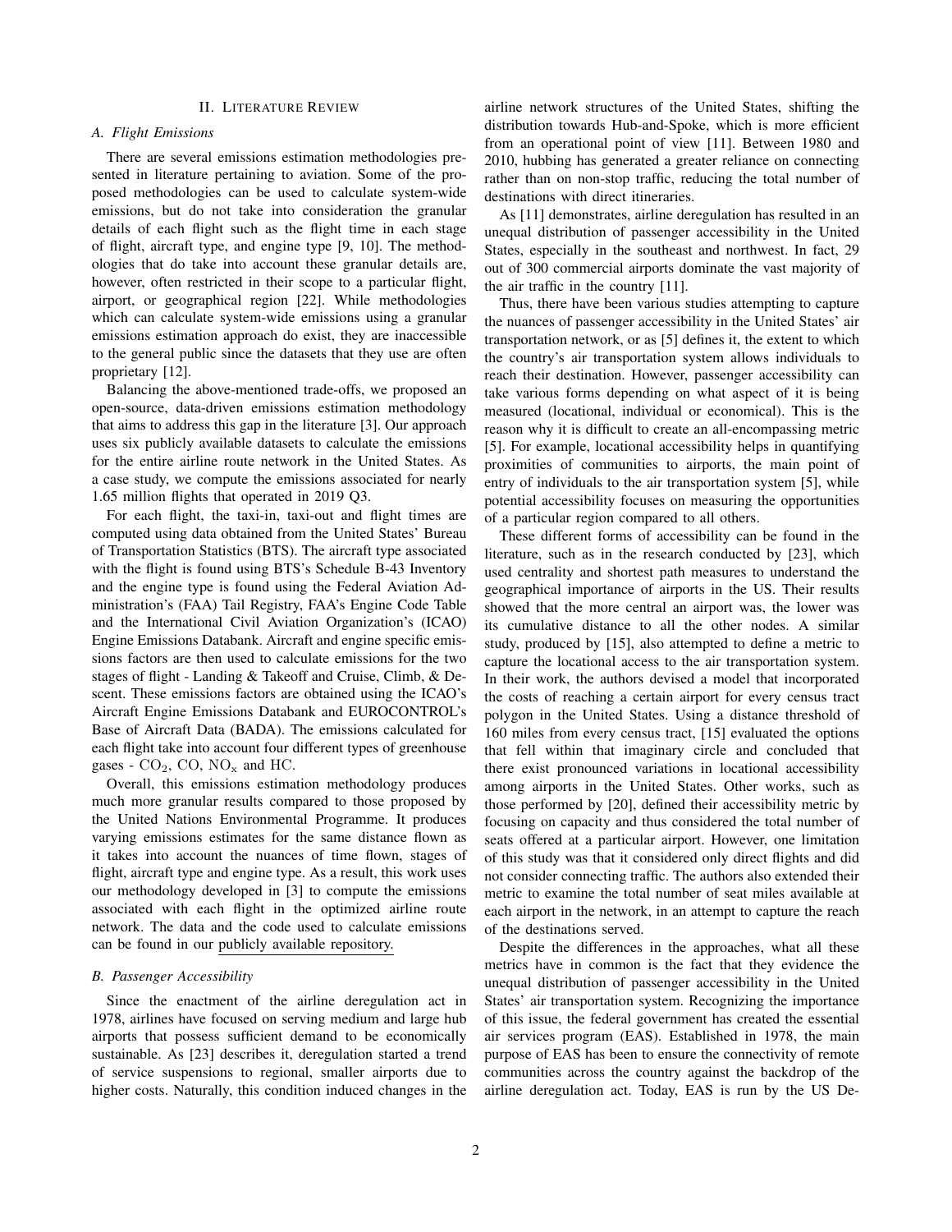## II. Literature Review

### A. Flight Emissions

There are several emissions estimation methodologies presented in literature pertaining to aviation. Some of the proposed methodologies can be used to calculate system-wide emissions, but do not take into consideration the granular details of each flight such as the flight time in each stage of flight, aircraft type, and engine type [9, 10]. The methodologies that do take into account these granular details are, however, often restricted in their scope to a particular flight, airport, or geographical region [22]. While methodologies which can calculate system-wide emissions using a granular emissions estimation approach do exist, they are inaccessible to the general public since the datasets that they use are often proprietary [12].

Balancing the above-mentioned trade-offs, we proposed an open-source, data-driven emissions estimation methodology that aims to address this gap in the literature [3]. Our approach uses six publicly available datasets to calculate the emissions for the entire airline route network in the United States. As a case study, we compute the emissions associated for nearly 1.65 million flights that operated in 2019 Q3.

For each flight, the taxi-in, taxi-out and flight times are computed using data obtained from the United States' Bureau of Transportation Statistics (BTS). The aircraft type associated with the flight is found using BTS's Schedule B-43 Inventory and the engine type is found using the Federal Aviation Administration's (FAA) Tail Registry, FAA's Engine Code Table and the International Civil Aviation Organization's (ICAO) Engine Emissions Databank. Aircraft and engine specific emissions factors are then used to calculate emissions for the two stages of flight - Landing & Takeoff and Cruise, Climb, & Descent. These emissions factors are obtained using the ICAO's Aircraft Engine Emissions Databank and EUROCONTROL's Base of Aircraft Data (BADA). The emissions calculated for each flight take into account four different types of greenhouse gases - $CO_2$, CO, $NO_x$ and HC.

Overall, this emissions estimation methodology produces much more granular results compared to those proposed by the United Nations Environmental Programme. It produces varying emissions estimates for the same distance flown as it takes into account the nuances of time flown, stages of flight, aircraft type and engine type. As a result, this work uses our methodology developed in [3] to compute the emissions associated with each flight in the optimized airline route network. The data and the code used to calculate emissions can be found in our publicly available repository.

### B. Passenger Accessibility

Since the enactment of the airline deregulation act in 1978, airlines have focused on serving medium and large hub airports that possess sufficient demand to be economically sustainable. As [23] describes it, deregulation started a trend of service suspensions to regional, smaller airports due to higher costs. Naturally, this condition induced changes in the airline network structures of the United States, shifting the distribution towards Hub-and-Spoke, which is more efficient from an operational point of view [11]. Between 1980 and 2010, hubbing has generated a greater reliance on connecting rather than on non-stop traffic, reducing the total number of destinations with direct itineraries.

As [11] demonstrates, airline deregulation has resulted in an unequal distribution of passenger accessibility in the United States, especially in the southeast and northwest. In fact, 29 out of 300 commercial airports dominate the vast majority of the air traffic in the country [11].

Thus, there have been various studies attempting to capture the nuances of passenger accessibility in the United States' air transportation network, or as [5] defines it, the extent to which the country's air transportation system allows individuals to reach their destination. However, passenger accessibility can take various forms depending on what aspect of it is being measured (locational, individual or economical). This is the reason why it is difficult to create an all-encompassing metric [5]. For example, locational accessibility helps in quantifying proximities of communities to airports, the main point of entry of individuals to the air transportation system [5], while potential accessibility focuses on measuring the opportunities of a particular region compared to all others.

These different forms of accessibility can be found in the literature, such as in the research conducted by [23], which used centrality and shortest path measures to understand the geographical importance of airports in the US. Their results showed that the more central an airport was, the lower was its cumulative distance to all the other nodes. A similar study, produced by [15], also attempted to define a metric to capture the locational access to the air transportation system. In their work, the authors devised a model that incorporated the costs of reaching a certain airport for every census tract polygon in the United States. Using a distance threshold of 160 miles from every census tract, [15] evaluated the options that fell within that imaginary circle and concluded that there exist pronounced variations in locational accessibility among airports in the United States. Other works, such as those performed by [20], defined their accessibility metric by focusing on capacity and thus considered the total number of seats offered at a particular airport. However, one limitation of this study was that it considered only direct flights and did not consider connecting traffic. The authors also extended their metric to examine the total number of seat miles available at each airport in the network, in an attempt to capture the reach of the destinations served.

Despite the differences in the approaches, what all these metrics have in common is the fact that they evidence the unequal distribution of passenger accessibility in the United States' air transportation system. Recognizing the importance of this issue, the federal government has created the essential air services program (EAS). Established in 1978, the main purpose of EAS has been to ensure the connectivity of remote communities across the country against the backdrop of the airline deregulation act. Today, EAS is run by the US De-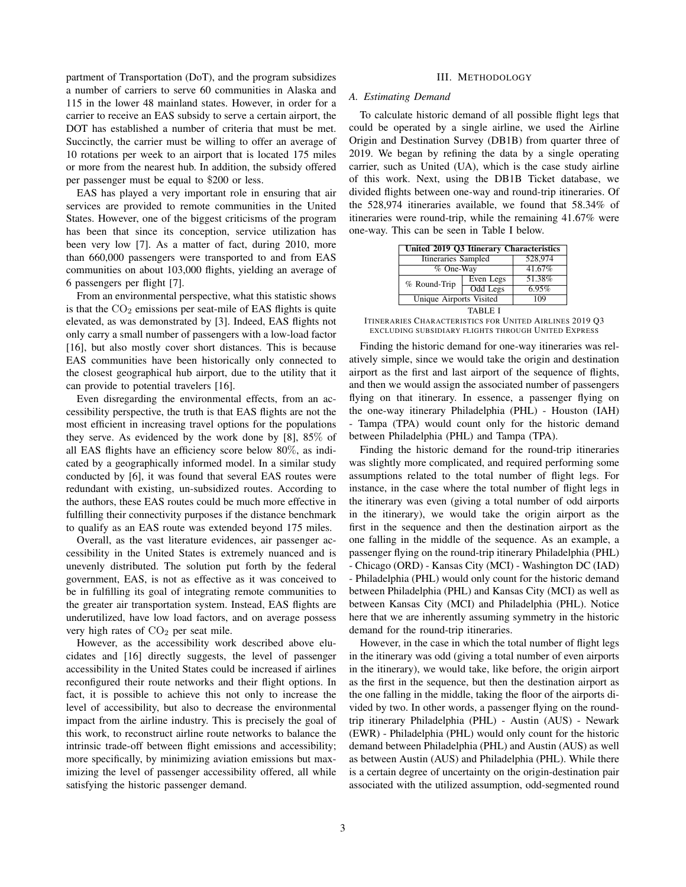partment of Transportation (DoT), and the program subsidizes a number of carriers to serve 60 communities in Alaska and 115 in the lower 48 mainland states. However, in order for a carrier to receive an EAS subsidy to serve a certain airport, the DOT has established a number of criteria that must be met. Succinctly, the carrier must be willing to offer an average of 10 rotations per week to an airport that is located 175 miles or more from the nearest hub. In addition, the subsidy offered per passenger must be equal to $200 or less.

EAS has played a very important role in ensuring that air services are provided to remote communities in the United States. However, one of the biggest criticisms of the program has been that since its conception, service utilization has been very low [7]. As a matter of fact, during 2010, more than 660,000 passengers were transported to and from EAS communities on about 103,000 flights, yielding an average of 6 passengers per flight [7].

From an environmental perspective, what this statistic shows is that the $CO_2$ emissions per seat-mile of EAS flights is quite elevated, as was demonstrated by [3]. Indeed, EAS flights not only carry a small number of passengers with a low-load factor [16], but also mostly cover short distances. This is because EAS communities have been historically only connected to the closest geographical hub airport, due to the utility that it can provide to potential travelers [16].

Even disregarding the environmental effects, from an accessibility perspective, the truth is that EAS flights are not the most efficient in increasing travel options for the populations they serve. As evidenced by the work done by [8], 85% of all EAS flights have an efficiency score below 80%, as indicated by a geographically informed model. In a similar study conducted by [6], it was found that several EAS routes were redundant with existing, un-subsidized routes. According to the authors, these EAS routes could be much more effective in fulfilling their connectivity purposes if the distance benchmark to qualify as an EAS route was extended beyond 175 miles.

Overall, as the vast literature evidences, air passenger accessibility in the United States is extremely nuanced and is unevenly distributed. The solution put forth by the federal government, EAS, is not as effective as it was conceived to be in fulfilling its goal of integrating remote communities to the greater air transportation system. Instead, EAS flights are underutilized, have low load factors, and on average possess very high rates of $CO_2$ per seat mile.

However, as the accessibility work described above elucidates and [16] directly suggests, the level of passenger accessibility in the United States could be increased if airlines reconfigured their route networks and their flight options. In fact, it is possible to achieve this not only to increase the level of accessibility, but also to decrease the environmental impact from the airline industry. This is precisely the goal of this work, to reconstruct airline route networks to balance the intrinsic trade-off between flight emissions and accessibility; more specifically, by minimizing aviation emissions but maximizing the level of passenger accessibility offered, all while satisfying the historic passenger demand.

## III. Methodology

### A. Estimating Demand

To calculate historic demand of all possible flight legs that could be operated by a single airline, we used the Airline Origin and Destination Survey (DB1B) from quarter three of 2019. We began by refining the data by a single operating carrier, such as United (UA), which is the case study airline of this work. Next, using the DB1B Ticket database, we divided flights between one-way and round-trip itineraries. Of the 528,974 itineraries available, we found that 58.34% of itineraries were round-trip, while the remaining 41.67% were one-way. This can be seen in Table I below.

| United 2019 Q3 Itinerary Characteristics | | |
|---|---|---|
| Itineraries Sampled | | 528,974 |
| % One-Way | | 41.67% |
| % Round-Trip | Even Legs | 51.38% |
| | Odd Legs | 6.95% |
| Unique Airports Visited | | 109 |

TABLE I
Itineraries Characteristics for United Airlines 2019 Q3 excluding subsidiary flights through United Express

Finding the historic demand for one-way itineraries was relatively simple, since we would take the origin and destination airport as the first and last airport of the sequence of flights, and then we would assign the associated number of passengers flying on that itinerary. In essence, a passenger flying on the one-way itinerary Philadelphia (PHL) - Houston (IAH) - Tampa (TPA) would count only for the historic demand between Philadelphia (PHL) and Tampa (TPA).

Finding the historic demand for the round-trip itineraries was slightly more complicated, and required performing some assumptions related to the total number of flight legs. For instance, in the case where the total number of flight legs in the itinerary was even (giving a total number of odd airports in the itinerary), we would take the origin airport as the first in the sequence and then the destination airport as the one falling in the middle of the sequence. As an example, a passenger flying on the round-trip itinerary Philadelphia (PHL) - Chicago (ORD) - Kansas City (MCI) - Washington DC (IAD) - Philadelphia (PHL) would only count for the historic demand between Philadelphia (PHL) and Kansas City (MCI) as well as between Kansas City (MCI) and Philadelphia (PHL). Notice here that we are inherently assuming symmetry in the historic demand for the round-trip itineraries.

However, in the case in which the total number of flight legs in the itinerary was odd (giving a total number of even airports in the itinerary), we would take, like before, the origin airport as the first in the sequence, but then the destination airport as the one falling in the middle, taking the floor of the airports divided by two. In other words, a passenger flying on the round-trip itinerary Philadelphia (PHL) - Austin (AUS) - Newark (EWR) - Philadelphia (PHL) would only count for the historic demand between Philadelphia (PHL) and Austin (AUS) as well as between Austin (AUS) and Philadelphia (PHL). While there is a certain degree of uncertainty on the origin-destination pair associated with the utilized assumption, odd-segmented round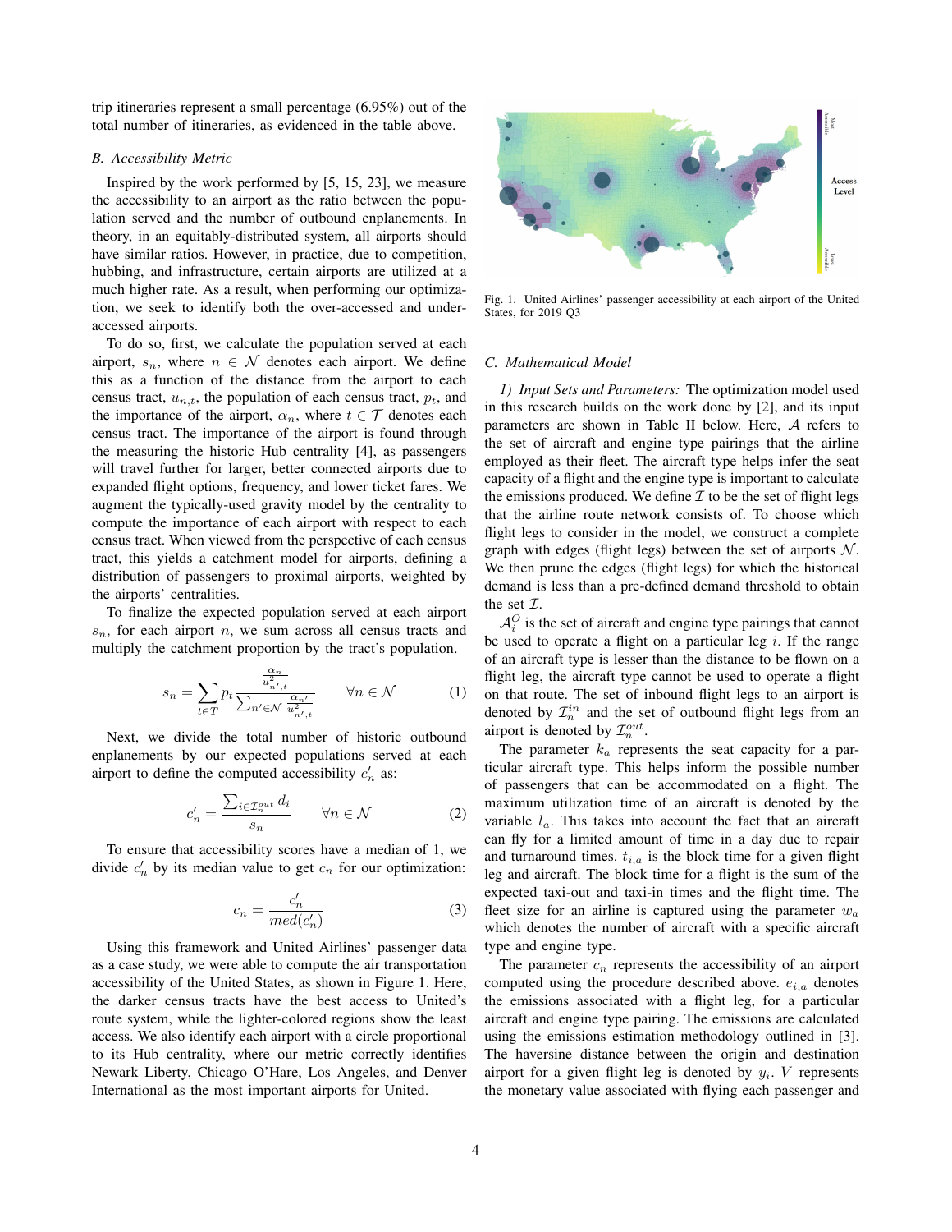trip itineraries represent a small percentage (6.95%) out of the total number of itineraries, as evidenced in the table above.

### B. Accessibility Metric

Inspired by the work performed by [5, 15, 23], we measure the accessibility to an airport as the ratio between the population served and the number of outbound enplanements. In theory, in an equitably-distributed system, all airports should have similar ratios. However, in practice, due to competition, hubbing, and infrastructure, certain airports are utilized at a much higher rate. As a result, when performing our optimization, we seek to identify both the over-accessed and under-accessed airports.

To do so, first, we calculate the population served at each airport, $s_n$, where $n \in \mathcal{N}$ denotes each airport. We define this as a function of the distance from the airport to each census tract, $u_{n,t}$, the population of each census tract, $p_t$, and the importance of the airport, $\alpha_n$, where $t \in \mathcal{T}$ denotes each census tract. The importance of the airport is found through the measuring the historic Hub centrality [4], as passengers will travel further for larger, better connected airports due to expanded flight options, frequency, and lower ticket fares. We augment the typically-used gravity model by the centrality to compute the importance of each airport with respect to each census tract. When viewed from the perspective of each census tract, this yields a catchment model for airports, defining a distribution of passengers to proximal airports, weighted by the airports' centralities.

To finalize the expected population served at each airport $s_n$, for each airport $n$, we sum across all census tracts and multiply the catchment proportion by the tract's population.

$$s_n = \sum_{t \in T} p_t \frac{\frac{\alpha_n}{u^2_{n',t}}}{\sum_{n' \in \mathcal{N}} \frac{\alpha_{n'}}{u^2_{n',t}}} \qquad \forall n \in \mathcal{N} \tag{1}$$

Next, we divide the total number of historic outbound enplanements by our expected populations served at each airport to define the computed accessibility $c'_n$ as:

$$c'_n = \frac{\sum_{i \in \mathcal{I}^{out}_n} d_i}{s_n} \qquad \forall n \in \mathcal{N} \tag{2}$$

To ensure that accessibility scores have a median of 1, we divide $c'_n$ by its median value to get $c_n$ for our optimization:

$$c_n = \frac{c'_n}{med(c'_n)} \tag{3}$$

Using this framework and United Airlines' passenger data as a case study, we were able to compute the air transportation accessibility of the United States, as shown in Figure 1. Here, the darker census tracts have the best access to United's route system, while the lighter-colored regions show the least access. We also identify each airport with a circle proportional to its Hub centrality, where our metric correctly identifies Newark Liberty, Chicago O'Hare, Los Angeles, and Denver International as the most important airports for United.

Fig. 1. United Airlines' passenger accessibility at each airport of the United States, for 2019 Q3

### C. Mathematical Model

*1) Input Sets and Parameters:* The optimization model used in this research builds on the work done by [2], and its input parameters are shown in Table II below. Here, $\mathcal{A}$ refers to the set of aircraft and engine type pairings that the airline employed as their fleet. The aircraft type helps infer the seat capacity of a flight and the engine type is important to calculate the emissions produced. We define $\mathcal{I}$ to be the set of flight legs that the airline route network consists of. To choose which flight legs to consider in the model, we construct a complete graph with edges (flight legs) between the set of airports $\mathcal{N}$. We then prune the edges (flight legs) for which the historical demand is less than a pre-defined demand threshold to obtain the set $\mathcal{I}$.

$\mathcal{A}^O_i$ is the set of aircraft and engine type pairings that cannot be used to operate a flight on a particular leg $i$. If the range of an aircraft type is lesser than the distance to be flown on a flight leg, the aircraft type cannot be used to operate a flight on that route. The set of inbound flight legs to an airport is denoted by $\mathcal{I}^{in}_n$ and the set of outbound flight legs from an airport is denoted by $\mathcal{I}^{out}_n$.

The parameter $k_a$ represents the seat capacity for a particular aircraft type. This helps inform the possible number of passengers that can be accommodated on a flight. The maximum utilization time of an aircraft is denoted by the variable $l_a$. This takes into account the fact that an aircraft can fly for a limited amount of time in a day due to repair and turnaround times. $t_{i,a}$ is the block time for a given flight leg and aircraft. The block time for a flight is the sum of the expected taxi-out and taxi-in times and the flight time. The fleet size for an airline is captured using the parameter $w_a$ which denotes the number of aircraft with a specific aircraft type and engine type.

The parameter $c_n$ represents the accessibility of an airport computed using the procedure described above. $e_{i,a}$ denotes the emissions associated with a flight leg, for a particular aircraft and engine type pairing. The emissions are calculated using the emissions estimation methodology outlined in [3]. The haversine distance between the origin and destination airport for a given flight leg is denoted by $y_i$. $V$ represents the monetary value associated with flying each passenger and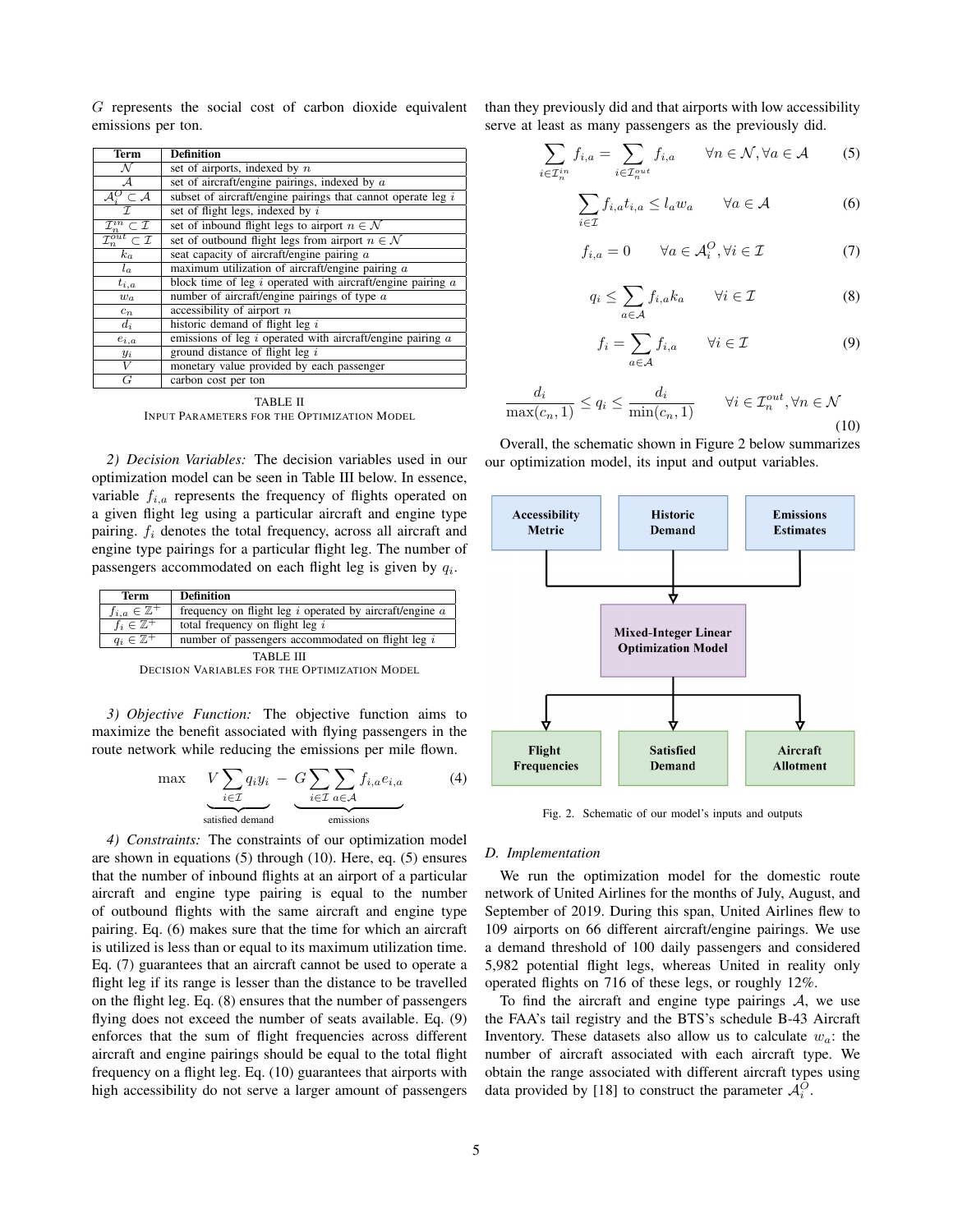$G$ represents the social cost of carbon dioxide equivalent emissions per ton.

| Term | Definition |
|---|---|
| $\mathcal{N}$ | set of airports, indexed by $n$ |
| $\mathcal{A}$ | set of aircraft/engine pairings, indexed by $a$ |
| $\mathcal{A}_i^O \subset \mathcal{A}$ | subset of aircraft/engine pairings that cannot operate leg $i$ |
| $\mathcal{I}$ | set of flight legs, indexed by $i$ |
| $\mathcal{I}_n^{in} \subset \mathcal{I}$ | set of inbound flight legs to airport $n \in \mathcal{N}$ |
| $\mathcal{I}_n^{out} \subset \mathcal{I}$ | set of outbound flight legs from airport $n \in \mathcal{N}$ |
| $k_a$ | seat capacity of aircraft/engine pairing $a$ |
| $l_a$ | maximum utilization of aircraft/engine pairing $a$ |
| $t_{i,a}$ | block time of leg $i$ operated with aircraft/engine pairing $a$ |
| $w_a$ | number of aircraft/engine pairings of type $a$ |
| $c_n$ | accessibility of airport $n$ |
| $d_i$ | historic demand of flight leg $i$ |
| $e_{i,a}$ | emissions of leg $i$ operated with aircraft/engine pairing $a$ |
| $y_i$ | ground distance of flight leg $i$ |
| $V$ | monetary value provided by each passenger |
| $G$ | carbon cost per ton |

TABLE II
INPUT PARAMETERS FOR THE OPTIMIZATION MODEL

*2) Decision Variables:* The decision variables used in our optimization model can be seen in Table III below. In essence, variable $f_{i,a}$ represents the frequency of flights operated on a given flight leg using a particular aircraft and engine type pairing. $f_i$ denotes the total frequency, across all aircraft and engine type pairings for a particular flight leg. The number of passengers accommodated on each flight leg is given by $q_i$.

| Term | Definition |
|---|---|
| $f_{i,a} \in \mathbb{Z}^+$ | frequency on flight leg $i$ operated by aircraft/engine $a$ |
| $f_i \in \mathbb{Z}^+$ | total frequency on flight leg $i$ |
| $q_i \in \mathbb{Z}^+$ | number of passengers accommodated on flight leg $i$ |

TABLE III
DECISION VARIABLES FOR THE OPTIMIZATION MODEL

*3) Objective Function:* The objective function aims to maximize the benefit associated with flying passengers in the route network while reducing the emissions per mile flown.

$$\max \quad \underbrace{V \sum_{i \in \mathcal{I}} q_i y_i}_{\text{satisfied demand}} - \underbrace{G \sum_{i \in \mathcal{I}} \sum_{a \in \mathcal{A}} f_{i,a} e_{i,a}}_{\text{emissions}} \tag{4}$$

*4) Constraints:* The constraints of our optimization model are shown in equations (5) through (10). Here, eq. (5) ensures that the number of inbound flights at an airport of a particular aircraft and engine type pairing is equal to the number of outbound flights with the same aircraft and engine type pairing. Eq. (6) makes sure that the time for which an aircraft is utilized is less than or equal to its maximum utilization time. Eq. (7) guarantees that an aircraft cannot be used to operate a flight leg if its range is lesser than the distance to be travelled on the flight leg. Eq. (8) ensures that the number of passengers flying does not exceed the number of seats available. Eq. (9) enforces that the sum of flight frequencies across different aircraft and engine pairings should be equal to the total flight frequency on a flight leg. Eq. (10) guarantees that airports with high accessibility do not serve a larger amount of passengers than they previously did and that airports with low accessibility serve at least as many passengers as the previously did.

$$\sum_{i \in \mathcal{I}_n^{in}} f_{i,a} = \sum_{i \in \mathcal{I}_n^{out}} f_{i,a} \qquad \forall n \in \mathcal{N}, \forall a \in \mathcal{A} \tag{5}$$

$$\sum_{i \in \mathcal{I}} f_{i,a} t_{i,a} \leq l_a w_a \qquad \forall a \in \mathcal{A} \tag{6}$$

$$f_{i,a} = 0 \qquad \forall a \in \mathcal{A}_i^O, \forall i \in \mathcal{I} \tag{7}$$

$$q_i \leq \sum_{a \in \mathcal{A}} f_{i,a} k_a \qquad \forall i \in \mathcal{I} \tag{8}$$

$$f_i = \sum_{a \in \mathcal{A}} f_{i,a} \qquad \forall i \in \mathcal{I} \tag{9}$$

$$\frac{d_i}{\max(c_n, 1)} \leq q_i \leq \frac{d_i}{\min(c_n, 1)} \qquad \forall i \in \mathcal{I}_n^{out}, \forall n \in \mathcal{N} \tag{10}$$

Overall, the schematic shown in Figure 2 below summarizes our optimization model, its input and output variables.

Fig. 2. Schematic of our model's inputs and outputs

### D. Implementation

We run the optimization model for the domestic route network of United Airlines for the months of July, August, and September of 2019. During this span, United Airlines flew to 109 airports on 66 different aircraft/engine pairings. We use a demand threshold of 100 daily passengers and considered 5,982 potential flight legs, whereas United in reality only operated flights on 716 of these legs, or roughly 12%.

To find the aircraft and engine type pairings $\mathcal{A}$, we use the FAA's tail registry and the BTS's schedule B-43 Aircraft Inventory. These datasets also allow us to calculate $w_a$: the number of aircraft associated with each aircraft type. We obtain the range associated with different aircraft types using data provided by [18] to construct the parameter $\mathcal{A}_i^O$.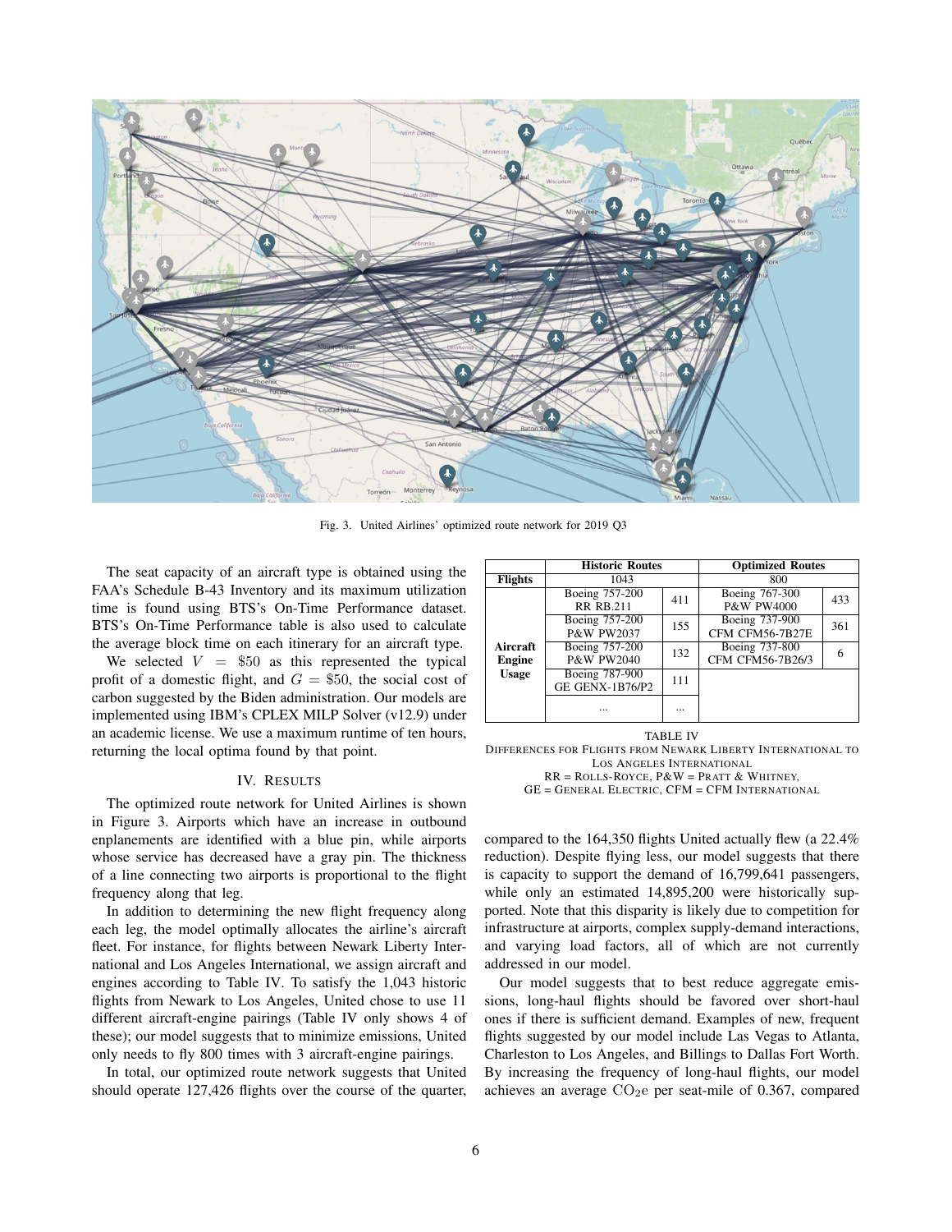Fig. 3. United Airlines' optimized route network for 2019 Q3

The seat capacity of an aircraft type is obtained using the FAA's Schedule B-43 Inventory and its maximum utilization time is found using BTS's On-Time Performance dataset. BTS's On-Time Performance table is also used to calculate the average block time on each itinerary for an aircraft type.

We selected $V = \$50$ as this represented the typical profit of a domestic flight, and $G = \$50$, the social cost of carbon suggested by the Biden administration. Our models are implemented using IBM's CPLEX MILP Solver (v12.9) under an academic license. We use a maximum runtime of ten hours, returning the local optima found by that point.

## IV. Results

The optimized route network for United Airlines is shown in Figure 3. Airports which have an increase in outbound enplanements are identified with a blue pin, while airports whose service has decreased have a gray pin. The thickness of a line connecting two airports is proportional to the flight frequency along that leg.

In addition to determining the new flight frequency along each leg, the model optimally allocates the airline's aircraft fleet. For instance, for flights between Newark Liberty International and Los Angeles International, we assign aircraft and engines according to Table IV. To satisfy the 1,043 historic flights from Newark to Los Angeles, United chose to use 11 different aircraft-engine pairings (Table IV only shows 4 of these); our model suggests that to minimize emissions, United only needs to fly 800 times with 3 aircraft-engine pairings.

In total, our optimized route network suggests that United should operate 127,426 flights over the course of the quarter, compared to the 164,350 flights United actually flew (a 22.4% reduction). Despite flying less, our model suggests that there is capacity to support the demand of 16,799,641 passengers, while only an estimated 14,895,200 were historically supported. Note that this disparity is likely due to competition for infrastructure at airports, complex supply-demand interactions, and varying load factors, all of which are not currently addressed in our model.

Our model suggests that to best reduce aggregate emissions, long-haul flights should be favored over short-haul ones if there is sufficient demand. Examples of new, frequent flights suggested by our model include Las Vegas to Atlanta, Charleston to Los Angeles, and Billings to Dallas Fort Worth. By increasing the frequency of long-haul flights, our model achieves an average $CO_2e$ per seat-mile of 0.367, compared

| | **Historic Routes** | | **Optimized Routes** | |
|---|---|---|---|---|
| **Flights** | 1043 | | 800 | |
| **Aircraft Engine Usage** | Boeing 757-200 RR RB.211 | 411 | Boeing 767-300 P&W PW4000 | 433 |
| | Boeing 757-200 P&W PW2037 | 155 | Boeing 737-900 CFM CFM56-7B27E | 361 |
| | Boeing 757-200 P&W PW2040 | 132 | Boeing 737-800 CFM CFM56-7B26/3 | 6 |
| | Boeing 787-900 GE GENX-1B76/P2 | 111 | | |
| | ... | ... | | |

TABLE IV
Differences for Flights from Newark Liberty International to Los Angeles International
RR = Rolls-Royce, P&W = Pratt & Whitney, GE = General Electric, CFM = CFM International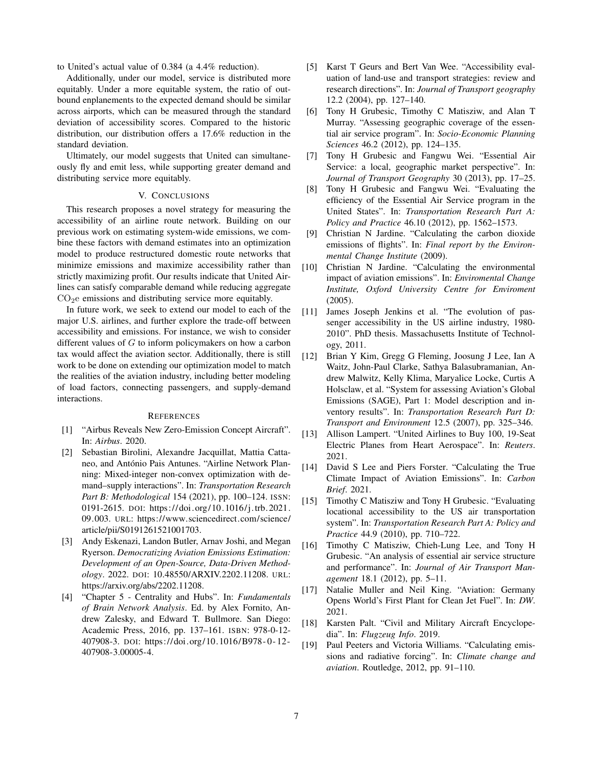to United's actual value of 0.384 (a 4.4% reduction).

Additionally, under our model, service is distributed more equitably. Under a more equitable system, the ratio of outbound enplanements to the expected demand should be similar across airports, which can be measured through the standard deviation of accessibility scores. Compared to the historic distribution, our distribution offers a 17.6% reduction in the standard deviation.

Ultimately, our model suggests that United can simultaneously fly and emit less, while supporting greater demand and distributing service more equitably.

## V. Conclusions

This research proposes a novel strategy for measuring the accessibility of an airline route network. Building on our previous work on estimating system-wide emissions, we combine these factors with demand estimates into an optimization model to produce restructured domestic route networks that minimize emissions and maximize accessibility rather than strictly maximizing profit. Our results indicate that United Airlines can satisfy comparable demand while reducing aggregate $CO_2e$ emissions and distributing service more equitably.

In future work, we seek to extend our model to each of the major U.S. airlines, and further explore the trade-off between accessibility and emissions. For instance, we wish to consider different values of $G$ to inform policymakers on how a carbon tax would affect the aviation sector. Additionally, there is still work to be done on extending our optimization model to match the realities of the aviation industry, including better modeling of load factors, connecting passengers, and supply-demand interactions.

## References

[1] "Airbus Reveals New Zero-Emission Concept Aircraft". In: *Airbus*. 2020.

[2] Sebastian Birolini, Alexandre Jacquillat, Mattia Cattaneo, and António Pais Antunes. "Airline Network Planning: Mixed-integer non-convex optimization with demand–supply interactions". In: *Transportation Research Part B: Methodological* 154 (2021), pp. 100–124. ISSN: 0191-2615. DOI: https://doi.org/10.1016/j.trb.2021.09.003. URL: https://www.sciencedirect.com/science/article/pii/S0191261521001703.

[3] Andy Eskenazi, Landon Butler, Arnav Joshi, and Megan Ryerson. *Democratizing Aviation Emissions Estimation: Development of an Open-Source, Data-Driven Methodology*. 2022. DOI: 10.48550/ARXIV.2202.11208. URL: https://arxiv.org/abs/2202.11208.

[4] "Chapter 5 - Centrality and Hubs". In: *Fundamentals of Brain Network Analysis*. Ed. by Alex Fornito, Andrew Zalesky, and Edward T. Bullmore. San Diego: Academic Press, 2016, pp. 137–161. ISBN: 978-0-12-407908-3. DOI: https://doi.org/10.1016/B978-0-12-407908-3.00005-4.

[5] Karst T Geurs and Bert Van Wee. "Accessibility evaluation of land-use and transport strategies: review and research directions". In: *Journal of Transport geography* 12.2 (2004), pp. 127–140.

[6] Tony H Grubesic, Timothy C Matisziw, and Alan T Murray. "Assessing geographic coverage of the essential air service program". In: *Socio-Economic Planning Sciences* 46.2 (2012), pp. 124–135.

[7] Tony H Grubesic and Fangwu Wei. "Essential Air Service: a local, geographic market perspective". In: *Journal of Transport Geography* 30 (2013), pp. 17–25.

[8] Tony H Grubesic and Fangwu Wei. "Evaluating the efficiency of the Essential Air Service program in the United States". In: *Transportation Research Part A: Policy and Practice* 46.10 (2012), pp. 1562–1573.

[9] Christian N Jardine. "Calculating the carbon dioxide emissions of flights". In: *Final report by the Environmental Change Institute* (2009).

[10] Christian N Jardine. "Calculating the environmental impact of aviation emissions". In: *Enviromental Change Institute, Oxford University Centre for Enviroment* (2005).

[11] James Joseph Jenkins et al. "The evolution of passenger accessibility in the US airline industry, 1980-2010". PhD thesis. Massachusetts Institute of Technology, 2011.

[12] Brian Y Kim, Gregg G Fleming, Joosung J Lee, Ian A Waitz, John-Paul Clarke, Sathya Balasubramanian, Andrew Malwitz, Kelly Klima, Maryalice Locke, Curtis A Holsclaw, et al. "System for assessing Aviation's Global Emissions (SAGE), Part 1: Model description and inventory results". In: *Transportation Research Part D: Transport and Environment* 12.5 (2007), pp. 325–346.

[13] Allison Lampert. "United Airlines to Buy 100, 19-Seat Electric Planes from Heart Aerospace". In: *Reuters*. 2021.

[14] David S Lee and Piers Forster. "Calculating the True Climate Impact of Aviation Emissions". In: *Carbon Brief*. 2021.

[15] Timothy C Matisziw and Tony H Grubesic. "Evaluating locational accessibility to the US air transportation system". In: *Transportation Research Part A: Policy and Practice* 44.9 (2010), pp. 710–722.

[16] Timothy C Matisziw, Chieh-Lung Lee, and Tony H Grubesic. "An analysis of essential air service structure and performance". In: *Journal of Air Transport Management* 18.1 (2012), pp. 5–11.

[17] Natalie Muller and Neil King. "Aviation: Germany Opens World's First Plant for Clean Jet Fuel". In: *DW*. 2021.

[18] Karsten Palt. "Civil and Military Aircraft Encyclopedia". In: *Flugzeug Info*. 2019.

[19] Paul Peeters and Victoria Williams. "Calculating emissions and radiative forcing". In: *Climate change and aviation*. Routledge, 2012, pp. 91–110.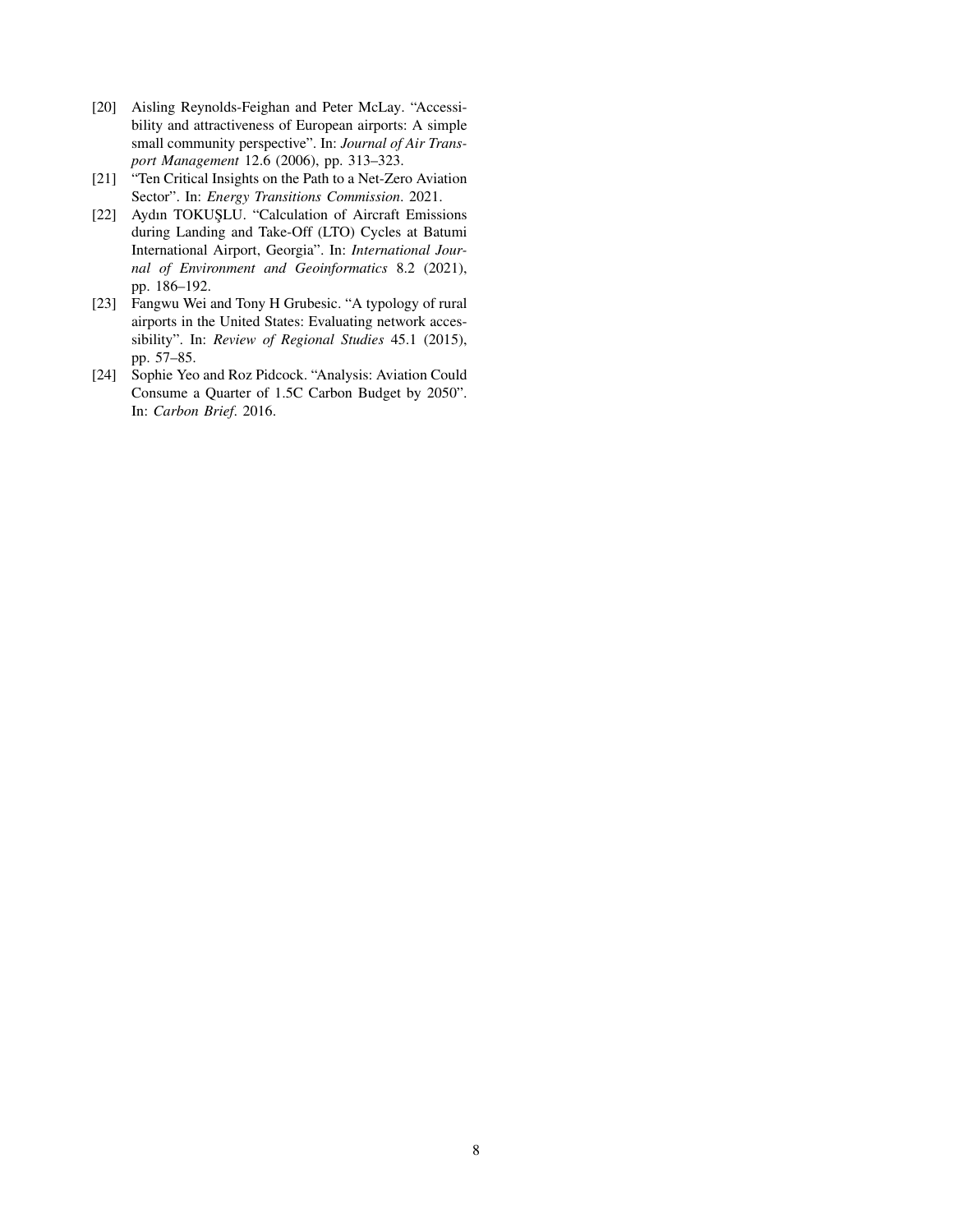- [20] Aisling Reynolds-Feighan and Peter McLay. "Accessibility and attractiveness of European airports: A simple small community perspective". In: *Journal of Air Transport Management* 12.6 (2006), pp. 313–323.
- [21] "Ten Critical Insights on the Path to a Net-Zero Aviation Sector". In: *Energy Transitions Commission*. 2021.
- [22] Aydın TOKUŞLU. "Calculation of Aircraft Emissions during Landing and Take-Off (LTO) Cycles at Batumi International Airport, Georgia". In: *International Journal of Environment and Geoinformatics* 8.2 (2021), pp. 186–192.
- [23] Fangwu Wei and Tony H Grubesic. "A typology of rural airports in the United States: Evaluating network accessibility". In: *Review of Regional Studies* 45.1 (2015), pp. 57–85.
- [24] Sophie Yeo and Roz Pidcock. "Analysis: Aviation Could Consume a Quarter of 1.5C Carbon Budget by 2050". In: *Carbon Brief*. 2016.